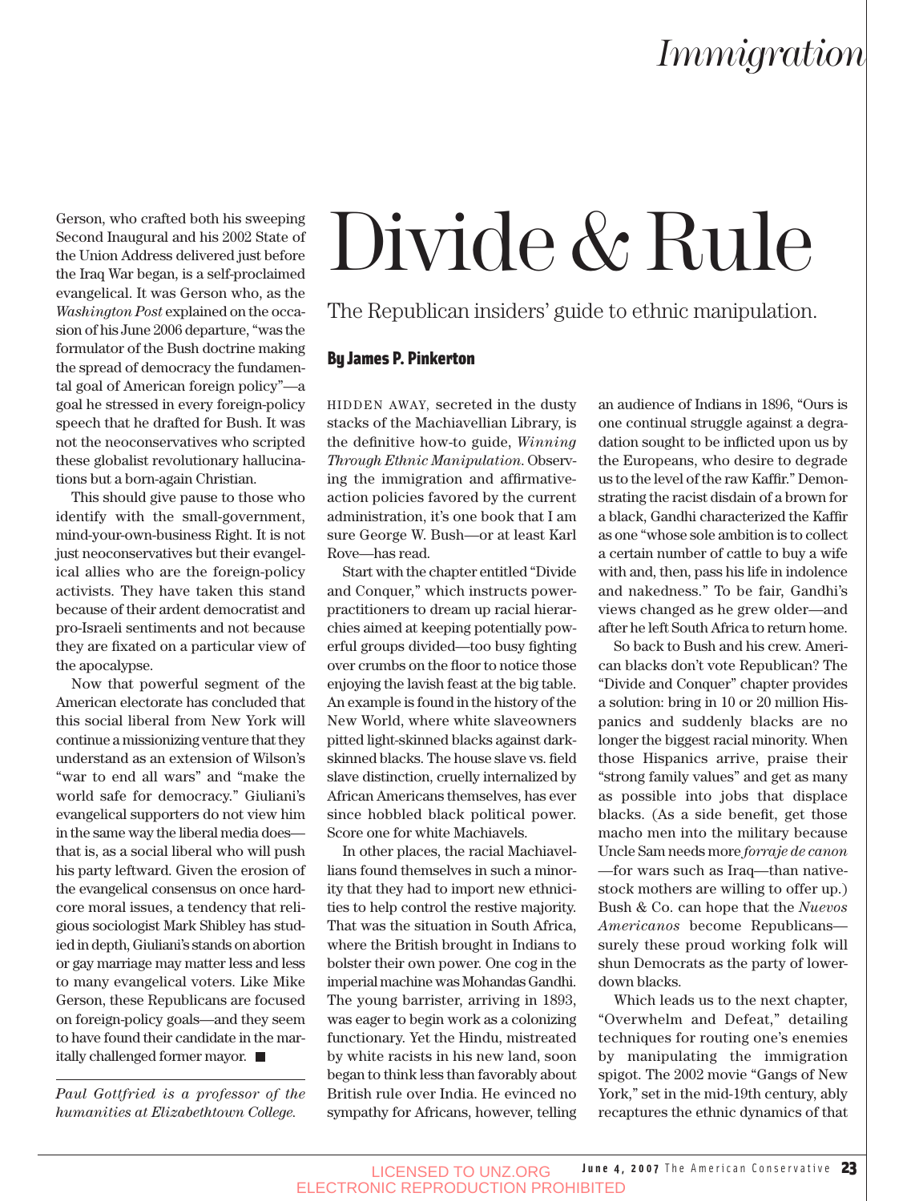Gerson, who crafted both his sweeping Second Inaugural and his 2002 State of the Union Address delivered just before the Iraq War began, is a self-proclaimed evangelical. It was Gerson who, as the *Washington Post* explained on the occasion of his June 2006 departure, "was the formulator of the Bush doctrine making the spread of democracy the fundamental goal of American foreign policy"—a goal he stressed in every foreign-policy speech that he drafted for Bush. It was not the neoconservatives who scripted these globalist revolutionary hallucinations but a born-again Christian.

This should give pause to those who identify with the small-government, mind-your-own-business Right. It is not just neoconservatives but their evangelical allies who are the foreign-policy activists. They have taken this stand because of their ardent democratist and pro-Israeli sentiments and not because they are fixated on a particular view of the apocalypse.

Now that powerful segment of the American electorate has concluded that this social liberal from New York will continue a missionizing venture that they understand as an extension of Wilson's "war to end all wars" and "make the world safe for democracy." Giuliani's evangelical supporters do not view him in the same way the liberal media does—that is, as a social liberal who will push his party leftward. Given the erosion of the evangelical consensus on once hardcore moral issues, a tendency that religious sociologist Mark Shibley has studied in depth, Giuliani's stands on abortion or gay marriage may matter less and less to many evangelical voters. Like Mike Gerson, these Republicans are focused on foreign-policy goals—and they seem to have found their candidate in the maritally challenged former mayor. ■

*Paul Gottfried is a professor of the humanities at Elizabethtown College.*

# Divide & Rule

## The Republican insiders' guide to ethnic manipulation.

**By James P. Pinkerton**

HIDDEN AWAY, secreted in the dusty stacks of the Machiavellian Library, is the definitive how-to guide, *Winning Through Ethnic Manipulation*. Observing the immigration and affirmative-action policies favored by the current administration, it's one book that I am sure George W. Bush—or at least Karl Rove—has read.

Start with the chapter entitled "Divide and Conquer," which instructs power-practitioners to dream up racial hierarchies aimed at keeping potentially powerful groups divided—too busy fighting over crumbs on the floor to notice those enjoying the lavish feast at the big table. An example is found in the history of the New World, where white slaveowners pitted light-skinned blacks against dark-skinned blacks. The house slave vs. field slave distinction, cruelly internalized by African Americans themselves, has ever since hobbled black political power. Score one for white Machiavels.

In other places, the racial Machiavellians found themselves in such a minority that they had to import new ethnicities to help control the restive majority. That was the situation in South Africa, where the British brought in Indians to bolster their own power. One cog in the imperial machine was Mohandas Gandhi. The young barrister, arriving in 1893, was eager to begin work as a colonizing functionary. Yet the Hindu, mistreated by white racists in his new land, soon began to think less than favorably about British rule over India. He evinced no sympathy for Africans, however, telling an audience of Indians in 1896, "Ours is one continual struggle against a degradation sought to be inflicted upon us by the Europeans, who desire to degrade us to the level of the raw Kaffir." Demonstrating the racist disdain of a brown for a black, Gandhi characterized the Kaffir as one "whose sole ambition is to collect a certain number of cattle to buy a wife with and, then, pass his life in indolence and nakedness." To be fair, Gandhi's views changed as he grew older—and after he left South Africa to return home.

So back to Bush and his crew. American blacks don't vote Republican? The "Divide and Conquer" chapter provides a solution: bring in 10 or 20 million Hispanics and suddenly blacks are no longer the biggest racial minority. When those Hispanics arrive, praise their "strong family values" and get as many as possible into jobs that displace blacks. (As a side benefit, get those macho men into the military because Uncle Sam needs more *forraje de canon*—for wars such as Iraq—than native-stock mothers are willing to offer up.) Bush & Co. can hope that the *Nuevos Americanos* become Republicans—surely these proud working folk will shun Democrats as the party of lower-down blacks.

Which leads us to the next chapter, "Overwhelm and Defeat," detailing techniques for routing one's enemies by manipulating the immigration spigot. The 2002 movie "Gangs of New York," set in the mid-19th century, ably recaptures the ethnic dynamics of that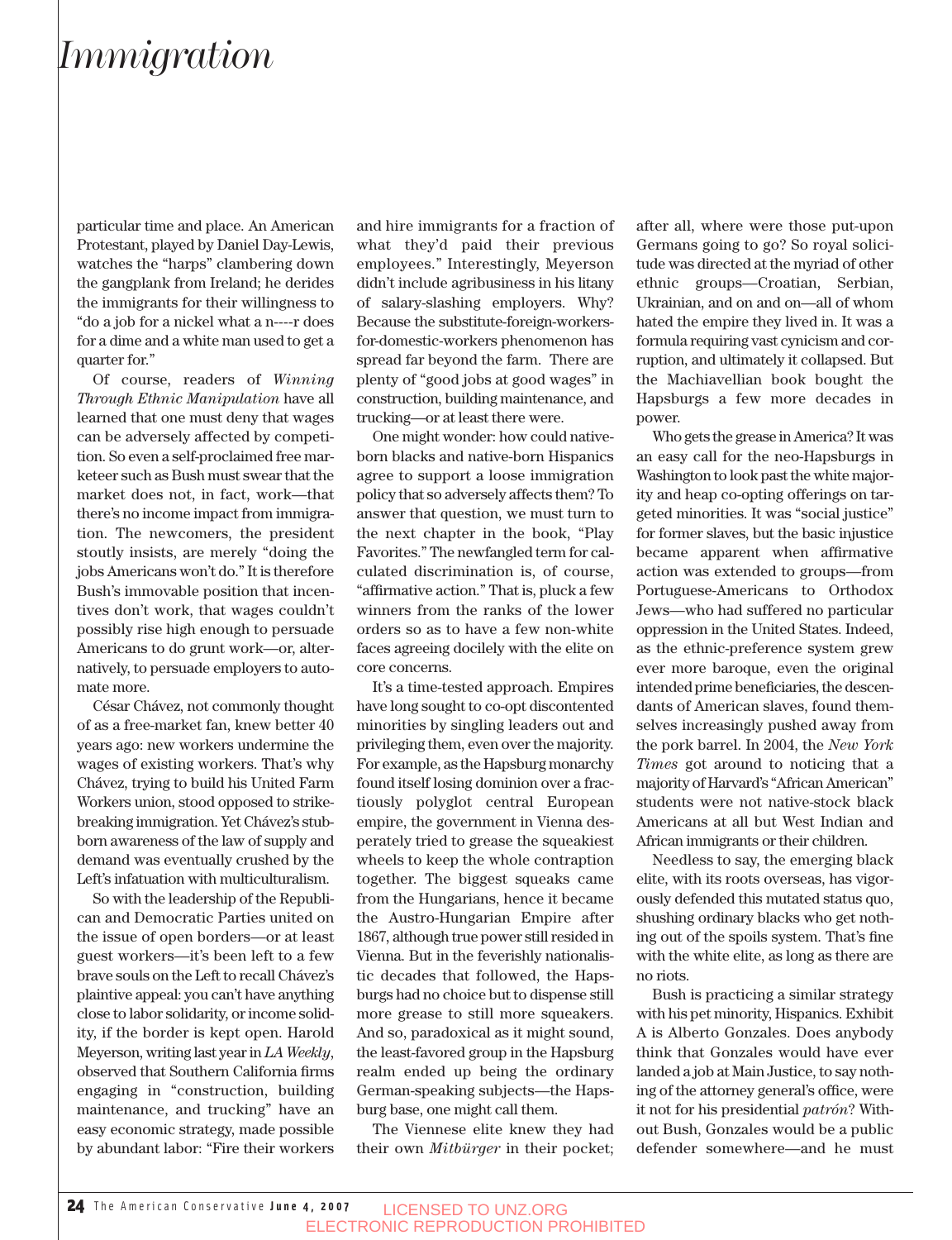particular time and place. An American Protestant, played by Daniel Day-Lewis, watches the "harps" clambering down the gangplank from Ireland; he derides the immigrants for their willingness to "do a job for a nickel what a n----r does for a dime and a white man used to get a quarter for."

Of course, readers of *Winning Through Ethnic Manipulation* have all learned that one must deny that wages can be adversely affected by competition. So even a self-proclaimed free marketeer such as Bush must swear that the market does not, in fact, work—that there's no income impact from immigration. The newcomers, the president stoutly insists, are merely "doing the jobs Americans won't do." It is therefore Bush's immovable position that incentives don't work, that wages couldn't possibly rise high enough to persuade Americans to do grunt work—or, alternatively, to persuade employers to automate more.

César Chávez, not commonly thought of as a free-market fan, knew better 40 years ago: new workers undermine the wages of existing workers. That's why Chávez, trying to build his United Farm Workers union, stood opposed to strikebreaking immigration. Yet Chávez's stubborn awareness of the law of supply and demand was eventually crushed by the Left's infatuation with multiculturalism.

So with the leadership of the Republican and Democratic Parties united on the issue of open borders—or at least guest workers—it's been left to a few brave souls on the Left to recall Chávez's plaintive appeal: you can't have anything close to labor solidarity, or income solidity, if the border is kept open. Harold Meyerson, writing last year in *LA Weekly*, observed that Southern California firms engaging in "construction, building maintenance, and trucking" have an easy economic strategy, made possible by abundant labor: "Fire their workers and hire immigrants for a fraction of what they'd paid their previous employees." Interestingly, Meyerson didn't include agribusiness in his litany of salary-slashing employers. Why? Because the substitute-foreign-workers-for-domestic-workers phenomenon has spread far beyond the farm. There are plenty of "good jobs at good wages" in construction, building maintenance, and trucking—or at least there were.

One might wonder: how could native-born blacks and native-born Hispanics agree to support a loose immigration policy that so adversely affects them? To answer that question, we must turn to the next chapter in the book, "Play Favorites." The newfangled term for calculated discrimination is, of course, "affirmative action." That is, pluck a few winners from the ranks of the lower orders so as to have a few non-white faces agreeing docilely with the elite on core concerns.

It's a time-tested approach. Empires have long sought to co-opt discontented minorities by singling leaders out and privileging them, even over the majority. For example, as the Hapsburg monarchy found itself losing dominion over a fractiously polyglot central European empire, the government in Vienna desperately tried to grease the squeakiest wheels to keep the whole contraption together. The biggest squeaks came from the Hungarians, hence it became the Austro-Hungarian Empire after 1867, although true power still resided in Vienna. But in the feverishly nationalistic decades that followed, the Hapsburgs had no choice but to dispense still more grease to still more squeakers. And so, paradoxical as it might sound, the least-favored group in the Hapsburg realm ended up being the ordinary German-speaking subjects—the Hapsburg base, one might call them.

The Viennese elite knew they had their own *Mitbürger* in their pocket; after all, where were those put-upon Germans going to go? So royal solicitude was directed at the myriad of other ethnic groups—Croatian, Serbian, Ukrainian, and on and on—all of whom hated the empire they lived in. It was a formula requiring vast cynicism and corruption, and ultimately it collapsed. But the Machiavellian book bought the Hapsburgs a few more decades in power.

Who gets the grease in America? It was an easy call for the neo-Hapsburgs in Washington to look past the white majority and heap co-opting offerings on targeted minorities. It was "social justice" for former slaves, but the basic injustice became apparent when affirmative action was extended to groups—from Portuguese-Americans to Orthodox Jews—who had suffered no particular oppression in the United States. Indeed, as the ethnic-preference system grew ever more baroque, even the original intended prime beneficiaries, the descendants of American slaves, found themselves increasingly pushed away from the pork barrel. In 2004, the *New York Times* got around to noticing that a majority of Harvard's "African American" students were not native-stock black Americans at all but West Indian and African immigrants or their children.

Needless to say, the emerging black elite, with its roots overseas, has vigorously defended this mutated status quo, shushing ordinary blacks who get nothing out of the spoils system. That's fine with the white elite, as long as there are no riots.

Bush is practicing a similar strategy with his pet minority, Hispanics. Exhibit A is Alberto Gonzales. Does anybody think that Gonzales would have ever landed a job at Main Justice, to say nothing of the attorney general's office, were it not for his presidential *patrón*? Without Bush, Gonzales would be a public defender somewhere—and he must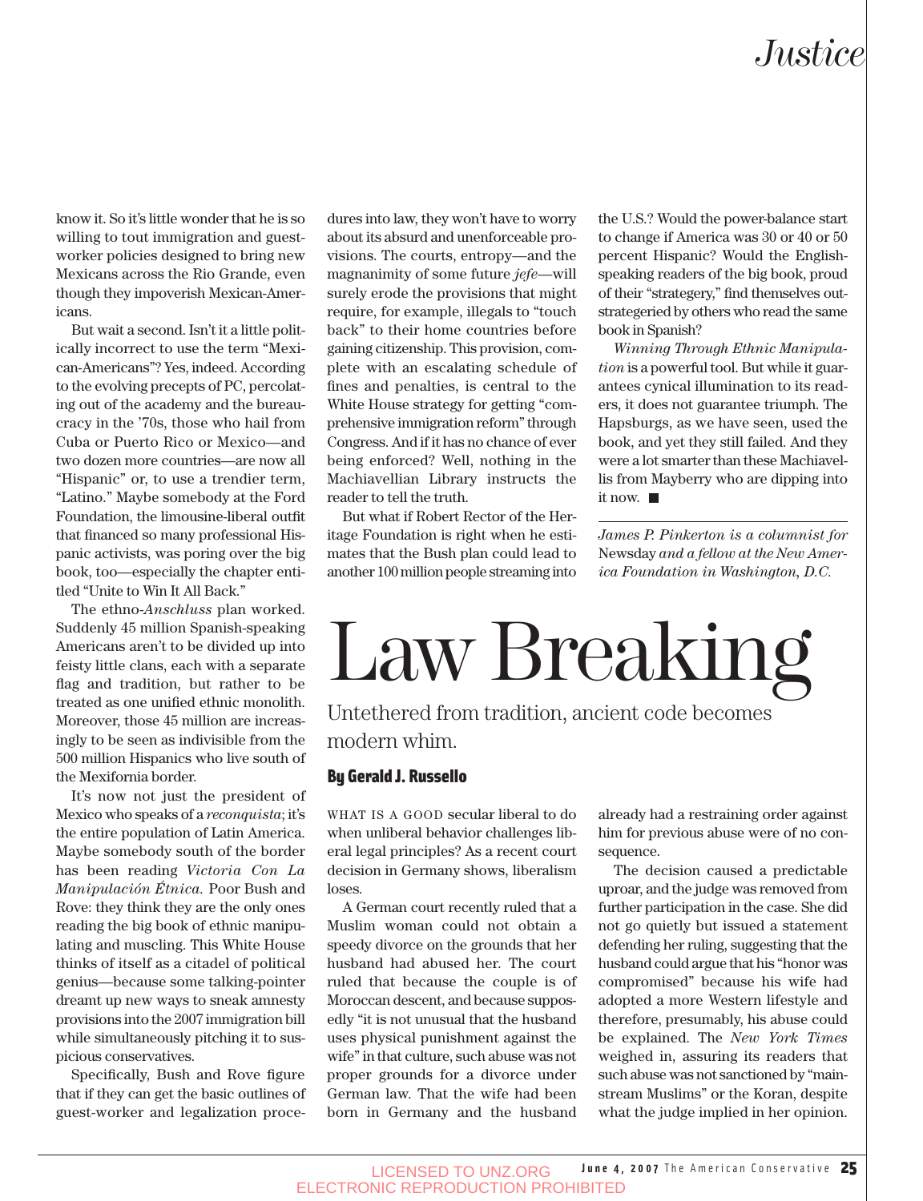know it. So it's little wonder that he is so willing to tout immigration and guest-worker policies designed to bring new Mexicans across the Rio Grande, even though they impoverish Mexican-Americans.

But wait a second. Isn't it a little politically incorrect to use the term "Mexican-Americans"? Yes, indeed. According to the evolving precepts of PC, percolating out of the academy and the bureaucracy in the '70s, those who hail from Cuba or Puerto Rico or Mexico—and two dozen more countries—are now all "Hispanic" or, to use a trendier term, "Latino." Maybe somebody at the Ford Foundation, the limousine-liberal outfit that financed so many professional Hispanic activists, was poring over the big book, too—especially the chapter entitled "Unite to Win It All Back."

The ethno-*Anschluss* plan worked. Suddenly 45 million Spanish-speaking Americans aren't to be divided up into feisty little clans, each with a separate flag and tradition, but rather to be treated as one unified ethnic monolith. Moreover, those 45 million are increasingly to be seen as indivisible from the 500 million Hispanics who live south of the Mexifornia border.

It's now not just the president of Mexico who speaks of a *reconquista*; it's the entire population of Latin America. Maybe somebody south of the border has been reading *Victoria Con La Manipulación Étnica*. Poor Bush and Rove: they think they are the only ones reading the big book of ethnic manipulating and muscling. This White House thinks of itself as a citadel of political genius—because some talking-pointer dreamt up new ways to sneak amnesty provisions into the 2007 immigration bill while simultaneously pitching it to suspicious conservatives.

Specifically, Bush and Rove figure that if they can get the basic outlines of guest-worker and legalization procedures into law, they won't have to worry about its absurd and unenforceable provisions. The courts, entropy—and the magnanimity of some future *jefe*—will surely erode the provisions that might require, for example, illegals to "touch back" to their home countries before gaining citizenship. This provision, complete with an escalating schedule of fines and penalties, is central to the White House strategy for getting "comprehensive immigration reform" through Congress. And if it has no chance of ever being enforced? Well, nothing in the Machiavellian Library instructs the reader to tell the truth.

But what if Robert Rector of the Heritage Foundation is right when he estimates that the Bush plan could lead to another 100 million people streaming into the U.S.? Would the power-balance start to change if America was 30 or 40 or 50 percent Hispanic? Would the English-speaking readers of the big book, proud of their "strategery," find themselves out-strategeried by others who read the same book in Spanish?

*Winning Through Ethnic Manipulation* is a powerful tool. But while it guarantees cynical illumination to its readers, it does not guarantee triumph. The Hapsburgs, as we have seen, used the book, and yet they still failed. And they were a lot smarter than these Machiavellis from Mayberry who are dipping into it now. ■

*James P. Pinkerton is a columnist for* Newsday *and a fellow at the New America Foundation in Washington, D.C.*

# Law Breaking

Untethered from tradition, ancient code becomes modern whim.

**By Gerald J. Russello**

WHAT IS A GOOD secular liberal to do when unliberal behavior challenges liberal legal principles? As a recent court decision in Germany shows, liberalism loses.

A German court recently ruled that a Muslim woman could not obtain a speedy divorce on the grounds that her husband had abused her. The court ruled that because the couple is of Moroccan descent, and because supposedly "it is not unusual that the husband uses physical punishment against the wife" in that culture, such abuse was not proper grounds for a divorce under German law. That the wife had been born in Germany and the husband already had a restraining order against him for previous abuse were of no consequence.

The decision caused a predictable uproar, and the judge was removed from further participation in the case. She did not go quietly but issued a statement defending her ruling, suggesting that the husband could argue that his "honor was compromised" because his wife had adopted a more Western lifestyle and therefore, presumably, his abuse could be explained. The *New York Times* weighed in, assuring its readers that such abuse was not sanctioned by "mainstream Muslims" or the Koran, despite what the judge implied in her opinion.